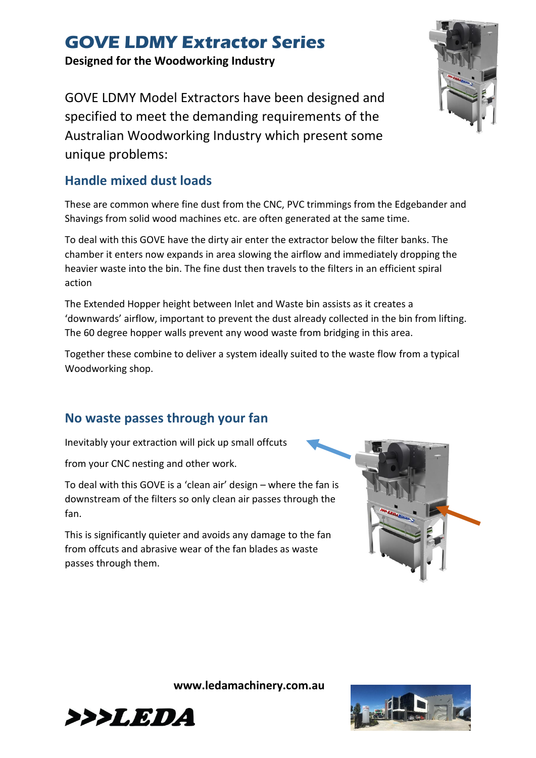# GOVE LDMY Extractor Series

**Designed for the Woodworking Industry**

GOVE LDMY Model Extractors have been designed and specified to meet the demanding requirements of the Australian Woodworking Industry which present some unique problems:

## Handle mixed dust loads

These are common where fine dust from the CNC, PVC trimmings from the Edgebander and Shavings from solid wood machines etc. are often generated at the same time.

To deal with this GOVE have the dirty air enter the extractor below the filter banks. The chamber it enters now expands in area slowing the airflow and immediately dropping the heavier waste into the bin. The fine dust then travels to the filters in an efficient spiral action

The Extended Hopper height between Inlet and Waste bin assists as it creates a 'downwards' airflow, important to prevent the dust already collected in the bin from lifting. The 60 degree hopper walls prevent any wood waste from bridging in this area.

Together these combine to deliver a system ideally suited to the waste flow from a typical Woodworking shop.

## No waste passes through your fan

Inevitably your extraction will pick up small offcuts

from your CNC nesting and other work.

To deal with this GOVE is a 'clean air' design – where the fan is downstream of the filters so only clean air passes through the fan.

This is significantly quieter and avoids any damage to the fan from offcuts and abrasive wear of the fan blades as waste passes through them.

**www.ledamachinery.com.au**

>>>LEDA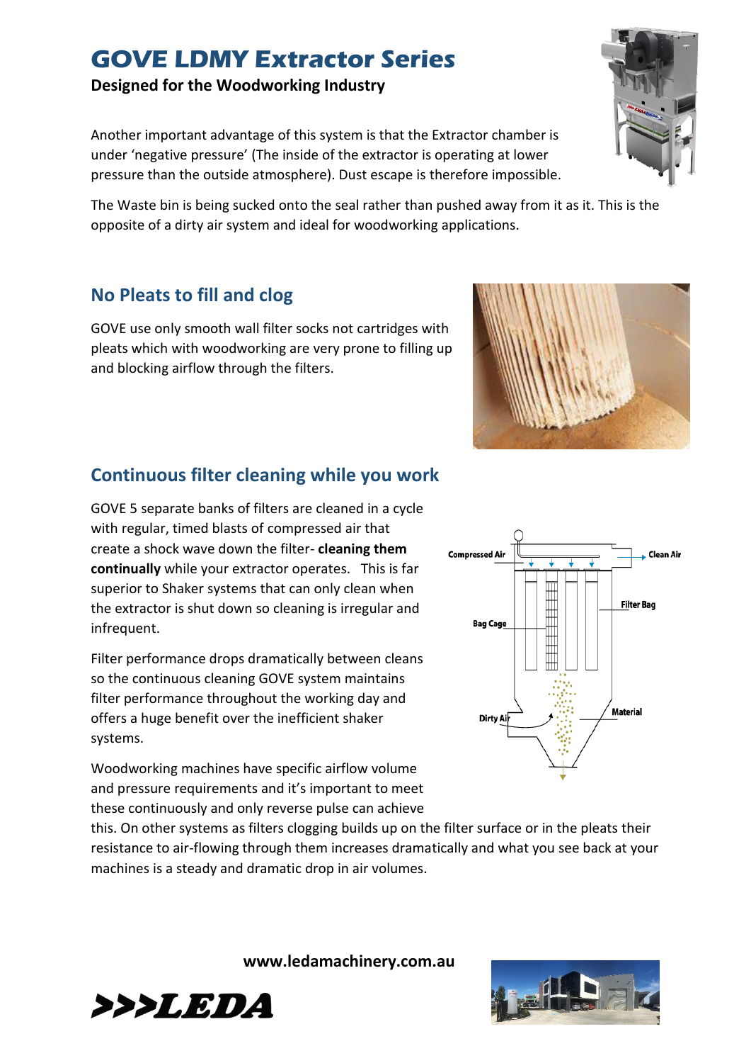# GOVE LDMY Extractor Series

**Designed for the Woodworking Industry**

Another important advantage of this system is that the Extractor chamber is under 'negative pressure' (The inside of the extractor is operating at lower pressure than the outside atmosphere). Dust escape is therefore impossible.

The Waste bin is being sucked onto the seal rather than pushed away from it as it. This is the opposite of a dirty air system and ideal for woodworking applications.

## No Pleats to fill and clog

GOVE use only smooth wall filter socks not cartridges with pleats which with woodworking are very prone to filling up and blocking airflow through the filters.

## Continuous filter cleaning while you work

GOVE 5 separate banks of filters are cleaned in a cycle with regular, timed blasts of compressed air that create a shock wave down the filter- **cleaning them continually** while your extractor operates. This is far superior to Shaker systems that can only clean when the extractor is shut down so cleaning is irregular and infrequent.

Filter performance drops dramatically between cleans so the continuous cleaning GOVE system maintains filter performance throughout the working day and offers a huge benefit over the inefficient shaker systems.

Compressed Air

Clean Air

Filter Bag

Bag Cage

Material

Dirty Air

Woodworking machines have specific airflow volume and pressure requirements and it's important to meet these continuously and only reverse pulse can achieve this. On other systems as filters clogging builds up on the filter surface or in the pleats their resistance to air-flowing through them increases dramatically and what you see back at your machines is a steady and dramatic drop in air volumes.

**www.ledamachinery.com.au**

>>>LEDA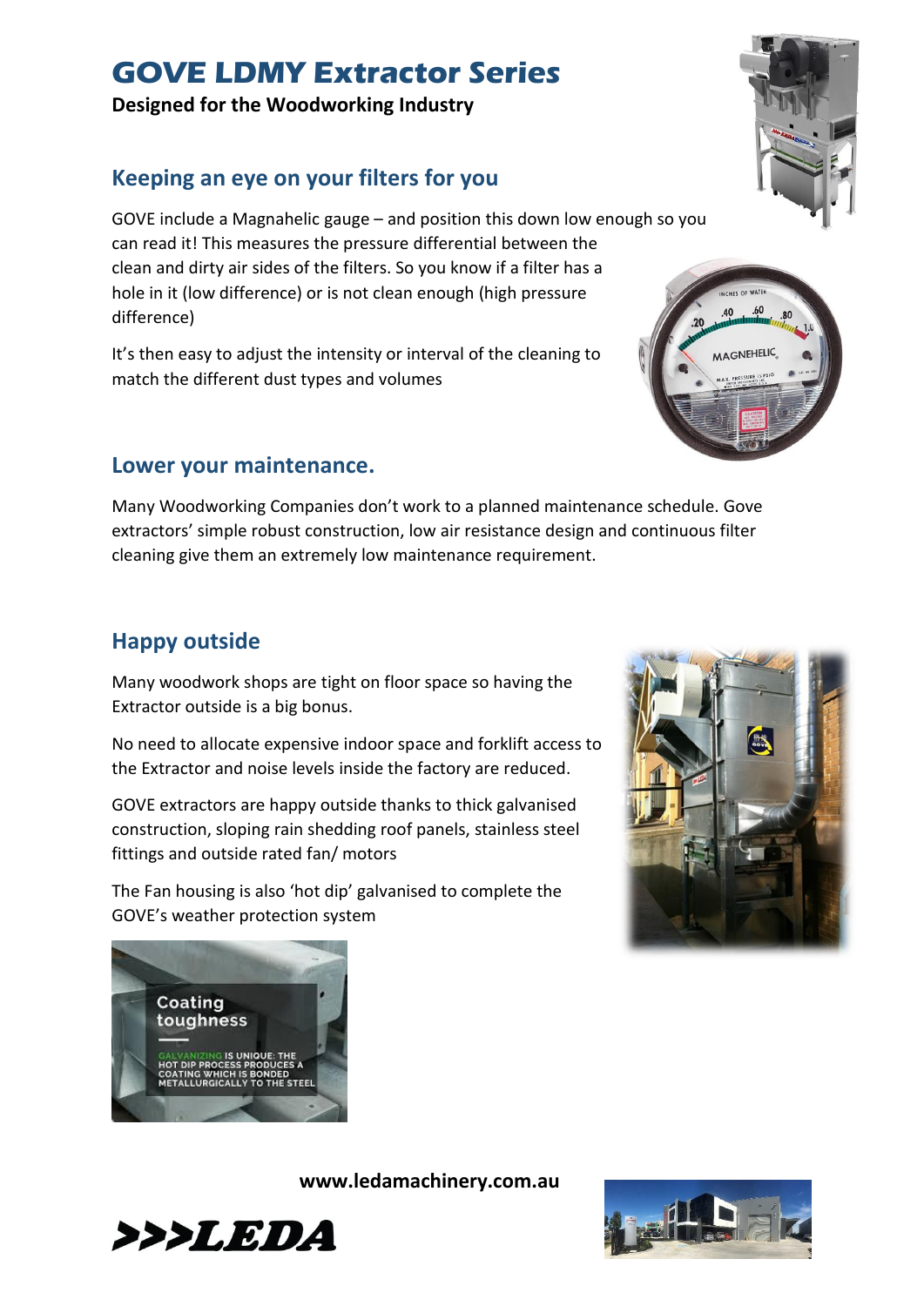# GOVE LDMY Extractor Series

**Designed for the Woodworking Industry**

## Keeping an eye on your filters for you

GOVE include a Magnahelic gauge – and position this down low enough so you can read it! This measures the pressure differential between the clean and dirty air sides of the filters. So you know if a filter has a hole in it (low difference) or is not clean enough (high pressure difference)

It's then easy to adjust the intensity or interval of the cleaning to match the different dust types and volumes

## Lower your maintenance.

Many Woodworking Companies don't work to a planned maintenance schedule. Gove extractors' simple robust construction, low air resistance design and continuous filter cleaning give them an extremely low maintenance requirement.

## Happy outside

Many woodwork shops are tight on floor space so having the Extractor outside is a big bonus.

No need to allocate expensive indoor space and forklift access to the Extractor and noise levels inside the factory are reduced.

GOVE extractors are happy outside thanks to thick galvanised construction, sloping rain shedding roof panels, stainless steel fittings and outside rated fan/ motors

The Fan housing is also 'hot dip' galvanised to complete the GOVE's weather protection system

Coating toughness

GALVANIZING IS UNIQUE: THE HOT DIP PROCESS PRODUCES A COATING WHICH IS BONDED METALLURGICALLY TO THE STEEL

**www.ledamachinery.com.au**

>>>LEDA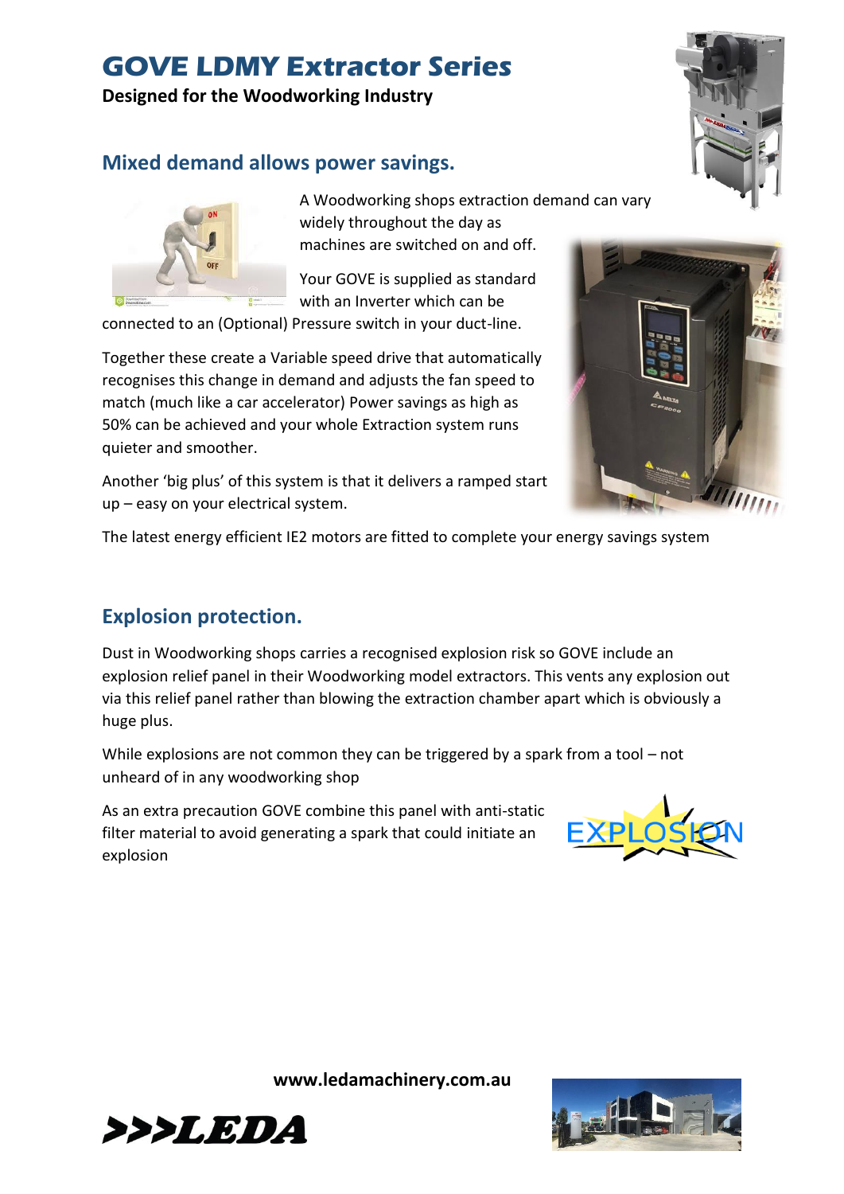# GOVE LDMY Extractor Series

**Designed for the Woodworking Industry**

## Mixed demand allows power savings.

A Woodworking shops extraction demand can vary widely throughout the day as machines are switched on and off.

Your GOVE is supplied as standard with an Inverter which can be connected to an (Optional) Pressure switch in your duct-line.

Together these create a Variable speed drive that automatically recognises this change in demand and adjusts the fan speed to match (much like a car accelerator) Power savings as high as 50% can be achieved and your whole Extraction system runs quieter and smoother.

Another 'big plus' of this system is that it delivers a ramped start up – easy on your electrical system.

The latest energy efficient IE2 motors are fitted to complete your energy savings system

## Explosion protection.

Dust in Woodworking shops carries a recognised explosion risk so GOVE include an explosion relief panel in their Woodworking model extractors. This vents any explosion out via this relief panel rather than blowing the extraction chamber apart which is obviously a huge plus.

While explosions are not common they can be triggered by a spark from a tool – not unheard of in any woodworking shop

As an extra precaution GOVE combine this panel with anti-static filter material to avoid generating a spark that could initiate an explosion

**www.ledamachinery.com.au**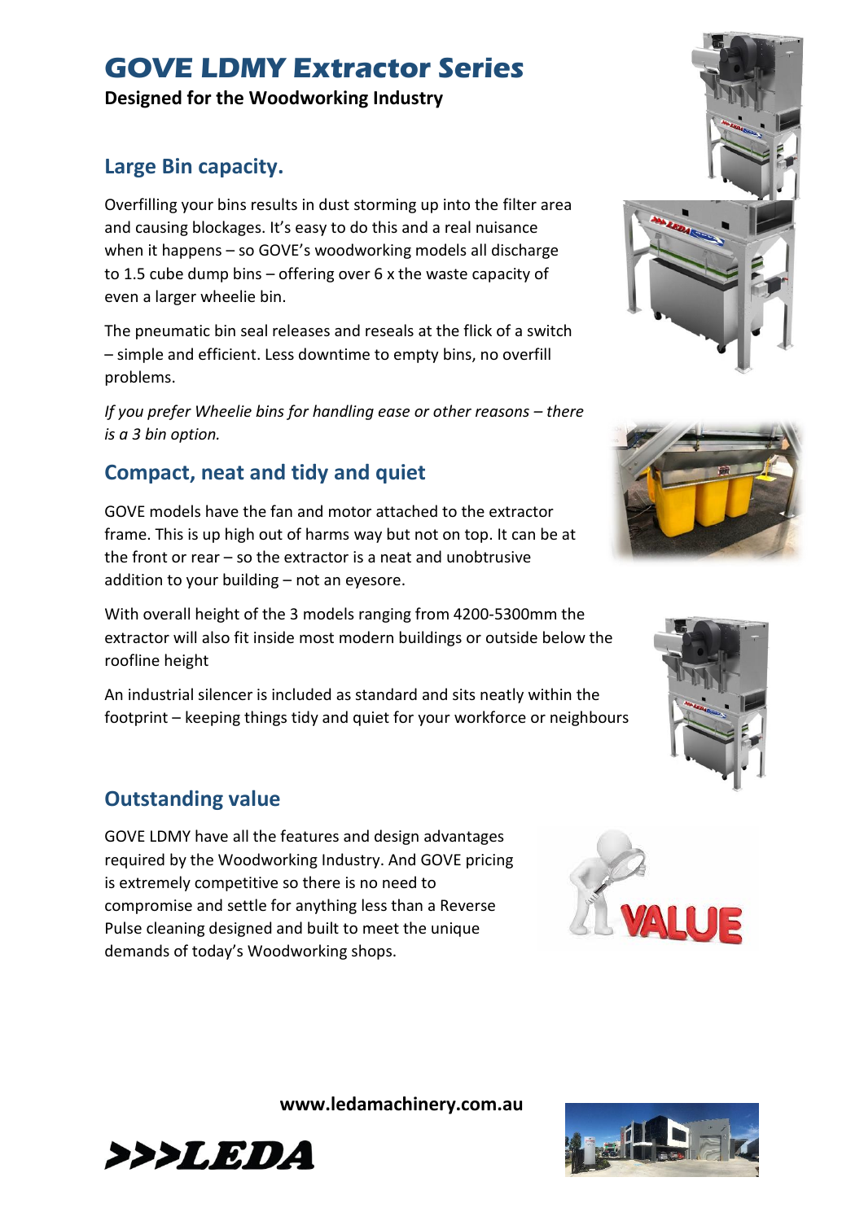# GOVE LDMY Extractor Series

**Designed for the Woodworking Industry**

## Large Bin capacity.

Overfilling your bins results in dust storming up into the filter area and causing blockages. It's easy to do this and a real nuisance when it happens – so GOVE's woodworking models all discharge to 1.5 cube dump bins – offering over 6 x the waste capacity of even a larger wheelie bin.

The pneumatic bin seal releases and reseals at the flick of a switch – simple and efficient. Less downtime to empty bins, no overfill problems.

*If you prefer Wheelie bins for handling ease or other reasons – there is a 3 bin option.*

## Compact, neat and tidy and quiet

GOVE models have the fan and motor attached to the extractor frame. This is up high out of harms way but not on top. It can be at the front or rear – so the extractor is a neat and unobtrusive addition to your building – not an eyesore.

With overall height of the 3 models ranging from 4200-5300mm the extractor will also fit inside most modern buildings or outside below the roofline height

An industrial silencer is included as standard and sits neatly within the footprint – keeping things tidy and quiet for your workforce or neighbours

## Outstanding value

GOVE LDMY have all the features and design advantages required by the Woodworking Industry. And GOVE pricing is extremely competitive so there is no need to compromise and settle for anything less than a Reverse Pulse cleaning designed and built to meet the unique demands of today's Woodworking shops.

**www.ledamachinery.com.au**

>>>LEDA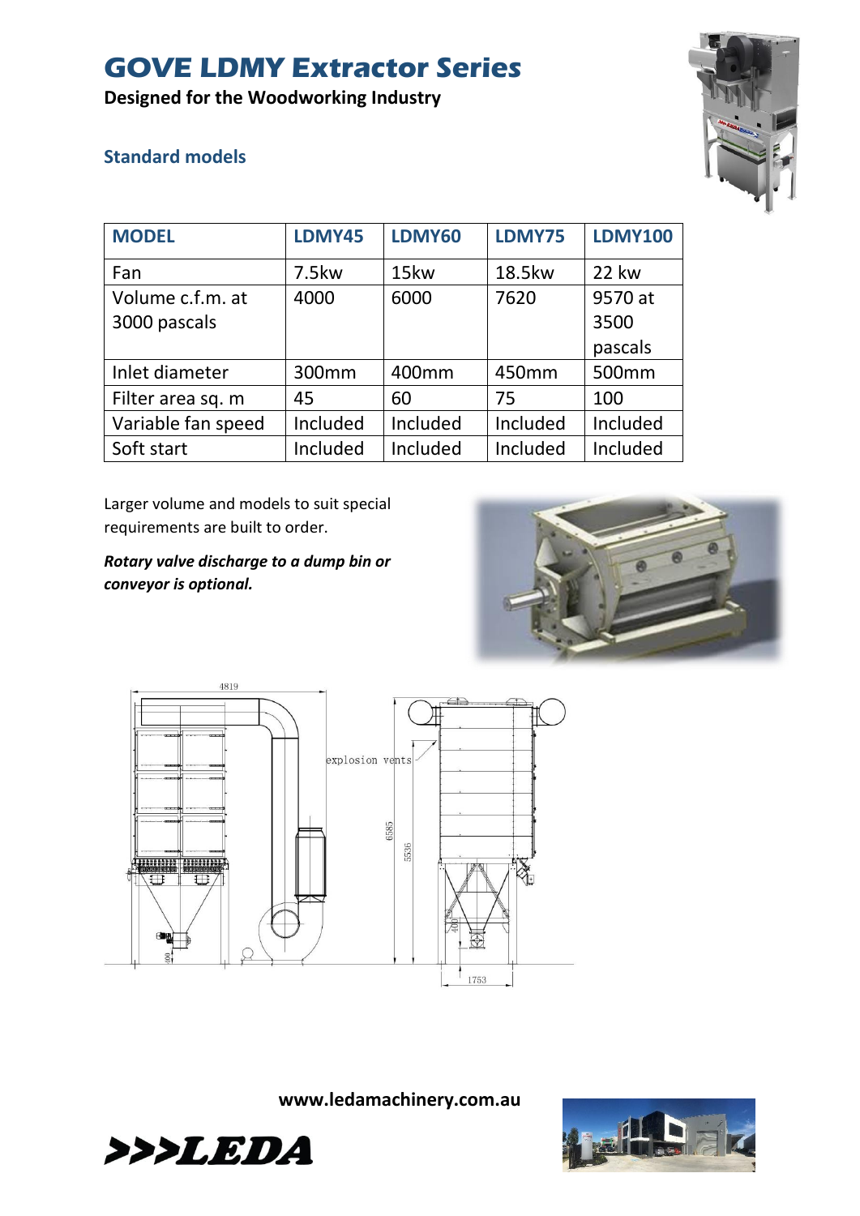# GOVE LDMY Extractor Series

**Designed for the Woodworking Industry**

## Standard models

| MODEL | LDMY45 | LDMY60 | LDMY75 | LDMY100 |
|---|---|---|---|---|
| Fan | 7.5kw | 15kw | 18.5kw | 22 kw |
| Volume c.f.m. at 3000 pascals | 4000 | 6000 | 7620 | 9570 at 3500 pascals |
| Inlet diameter | 300mm | 400mm | 450mm | 500mm |
| Filter area sq. m | 45 | 60 | 75 | 100 |
| Variable fan speed | Included | Included | Included | Included |
| Soft start | Included | Included | Included | Included |

Larger volume and models to suit special requirements are built to order.

***Rotary valve discharge to a dump bin or conveyor is optional.***

4819

explosion vents

6585

5536

400

400

1753

**www.ledamachinery.com.au**

>>>LEDA